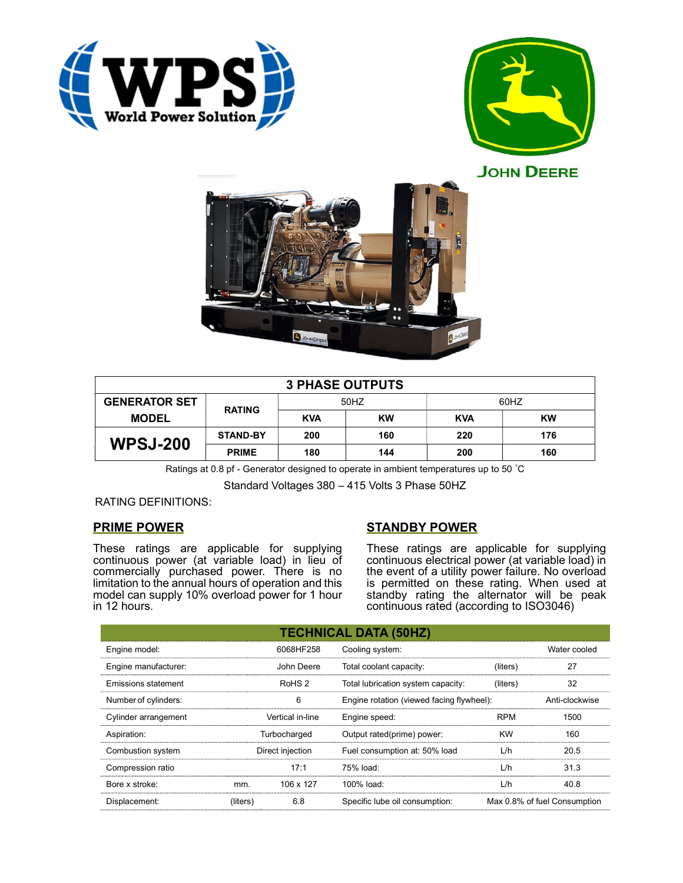WPS World Power Solution

JOHN DEERE

| GENERATOR SET MODEL | RATING | 3 PHASE OUTPUTS | | | |
|---|---|---|---|---|---|
| | | 50HZ | | 60HZ | |
| | | KVA | KW | KVA | KW |
| WPSJ-200 | STAND-BY | 200 | 160 | 220 | 176 |
| | PRIME | 180 | 144 | 200 | 160 |

Ratings at 0.8 pf - Generator designed to operate in ambient temperatures up to 50 ˚C

Standard Voltages 380 – 415 Volts 3 Phase 50HZ

RATING DEFINITIONS:

## PRIME POWER

These ratings are applicable for supplying continuous power (at variable load) in lieu of commercially purchased power. There is no limitation to the annual hours of operation and this model can supply 10% overload power for 1 hour in 12 hours.

## STANDBY POWER

These ratings are applicable for supplying continuous electrical power (at variable load) in the event of a utility power failure. No overload is permitted on these rating. When used at standby rating the alternator will be peak continuous rated (according to ISO3046)

## TECHNICAL DATA (50HZ)

| | | | | | |
|---|---|---|---|---|---|
| Engine model: | | 6068HF258 | Cooling system: | | Water cooled |
| Engine manufacturer: | | John Deere | Total coolant capacity: | (liters) | 27 |
| Emissions statement | | RoHS 2 | Total lubrication system capacity: | (liters) | 32 |
| Number of cylinders: | | 6 | Engine rotation (viewed facing flywheel): | | Anti-clockwise |
| Cylinder arrangement | | Vertical in-line | Engine speed: | RPM | 1500 |
| Aspiration: | | Turbocharged | Output rated(prime) power: | KW | 160 |
| Combustion system | | Direct injection | Fuel consumption at: 50% load | L/h | 20.5 |
| Compression ratio | | 17:1 | 75% load: | L/h | 31.3 |
| Bore x stroke: | mm. | 106 x 127 | 100% load: | L/h | 40.8 |
| Displacement: | (liters) | 6.8 | Specific lube oil consumption: | | Max 0.8% of fuel Consumption |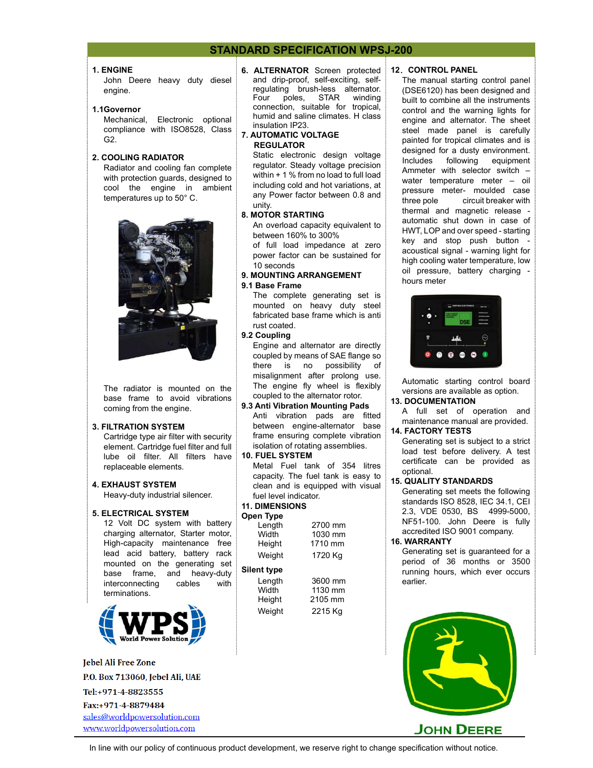# STANDARD SPECIFICATION WPSJ-200

### 1. ENGINE

John Deere heavy duty diesel engine.

### 1.1Governor

Mechanical, Electronic optional compliance with ISO8528, Class G2.

### 2. COOLING RADIATOR

Radiator and cooling fan complete with protection guards, designed to cool the engine in ambient temperatures up to 50° C.

The radiator is mounted on the base frame to avoid vibrations coming from the engine.

### 3. FILTRATION SYSTEM

Cartridge type air filter with security element. Cartridge fuel filter and full lube oil filter. All filters have replaceable elements.

### 4. EXHAUST SYSTEM

Heavy-duty industrial silencer.

### 5. ELECTRICAL SYSTEM

12 Volt DC system with battery charging alternator, Starter motor, High-capacity maintenance free lead acid battery, battery rack mounted on the generating set base frame, and heavy-duty interconnecting cables with terminations.

### 6. ALTERNATOR

Screen protected and drip-proof, self-exciting, self-regulating brush-less alternator. Four poles, STAR winding connection, suitable for tropical, humid and saline climates. H class insulation IP23.

### 7. AUTOMATIC VOLTAGE REGULATOR

Static electronic design voltage regulator. Steady voltage precision within + 1 % from no load to full load including cold and hot variations, at any Power factor between 0.8 and unity.

### 8. MOTOR STARTING

An overload capacity equivalent to between 160% to 300% of full load impedance at zero power factor can be sustained for 10 seconds

### 9. MOUNTING ARRANGEMENT

### 9.1 Base Frame

The complete generating set is mounted on heavy duty steel fabricated base frame which is anti rust coated.

### 9.2 Coupling

Engine and alternator are directly coupled by means of SAE flange so there is no possibility of misalignment after prolong use. The engine fly wheel is flexibly coupled to the alternator rotor.

### 9.3 Anti Vibration Mounting Pads

Anti vibration pads are fitted between engine-alternator base frame ensuring complete vibration isolation of rotating assemblies.

### 10. FUEL SYSTEM

Metal Fuel tank of 354 litres capacity. The fuel tank is easy to clean and is equipped with visual fuel level indicator.

### 11. DIMENSIONS

**Open Type**

| | |
|---|---|
| Length | 2700 mm |
| Width | 1030 mm |
| Height | 1710 mm |
| Weight | 1720 Kg |

**Silent type**

| | |
|---|---|
| Length | 3600 mm |
| Width | 1130 mm |
| Height | 2105 mm |
| Weight | 2215 Kg |

### 12. CONTROL PANEL

The manual starting control panel (DSE6120) has been designed and built to combine all the instruments control and the warning lights for engine and alternator. The sheet steel made panel is carefully painted for tropical climates and is designed for a dusty environment. Includes following equipment Ammeter with selector switch – water temperature meter – oil pressure meter- moulded case three pole circuit breaker with thermal and magnetic release - automatic shut down in case of HWT, LOP and over speed - starting key and stop push button - acoustical signal - warning light for high cooling water temperature, low oil pressure, battery charging - hours meter

Automatic starting control board versions are available as option.

### 13. DOCUMENTATION

A full set of operation and maintenance manual are provided.

### 14. FACTORY TESTS

Generating set is subject to a strict load test before delivery. A test certificate can be provided as optional.

### 15. QUALITY STANDARDS

Generating set meets the following standards ISO 8528, IEC 34.1, CEI 2.3, VDE 0530, BS 4999-5000, NF51-100. John Deere is fully accredited ISO 9001 company.

### 16. WARRANTY

Generating set is guaranteed for a period of 36 months or 3500 running hours, which ever occurs earlier.

WPS World Power Solution

Jebel Ali Free Zone
P.O. Box 713060, Jebel Ali, UAE
Tel:+971-4-8823555
Fax:+971-4-8879484
sales@worldpowersolution.com
www.worldpowersolution.com

JOHN DEERE

In line with our policy of continuous product development, we reserve right to change specification without notice.